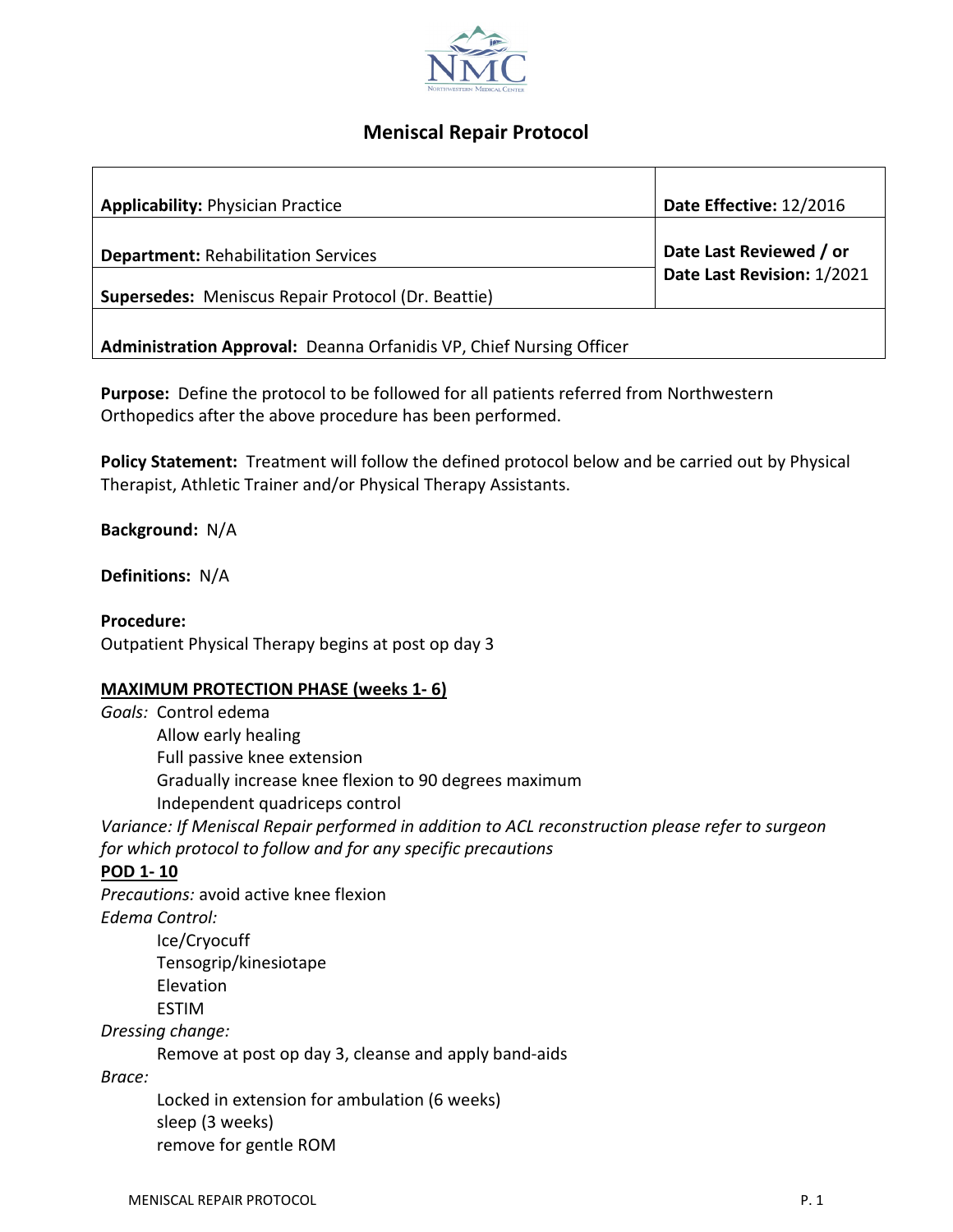# Meniscal Repair Protocol

| | |
|---|---|
| **Applicability:** Physician Practice | **Date Effective:** 12/2016 |
| **Department:** Rehabilitation Services | **Date Last Reviewed / or Date Last Revision:** 1/2021 |
| **Supersedes:** Meniscus Repair Protocol (Dr. Beattie) | |
| **Administration Approval:** Deanna Orfanidis VP, Chief Nursing Officer | |

**Purpose:** Define the protocol to be followed for all patients referred from Northwestern Orthopedics after the above procedure has been performed.

**Policy Statement:** Treatment will follow the defined protocol below and be carried out by Physical Therapist, Athletic Trainer and/or Physical Therapy Assistants.

**Background:** N/A

**Definitions:** N/A

**Procedure:**
Outpatient Physical Therapy begins at post op day 3

## MAXIMUM PROTECTION PHASE (weeks 1- 6)

*Goals:* Control edema
- Allow early healing
- Full passive knee extension
- Gradually increase knee flexion to 90 degrees maximum
- Independent quadriceps control

*Variance: If Meniscal Repair performed in addition to ACL reconstruction please refer to surgeon for which protocol to follow and for any specific precautions*

### POD 1- 10

*Precautions:* avoid active knee flexion

*Edema Control:*
- Ice/Cryocuff
- Tensogrip/kinesiotape
- Elevation
- ESTIM

*Dressing change:*
- Remove at post op day 3, cleanse and apply band-aids

*Brace:*
- Locked in extension for ambulation (6 weeks)
- sleep (3 weeks)
- remove for gentle ROM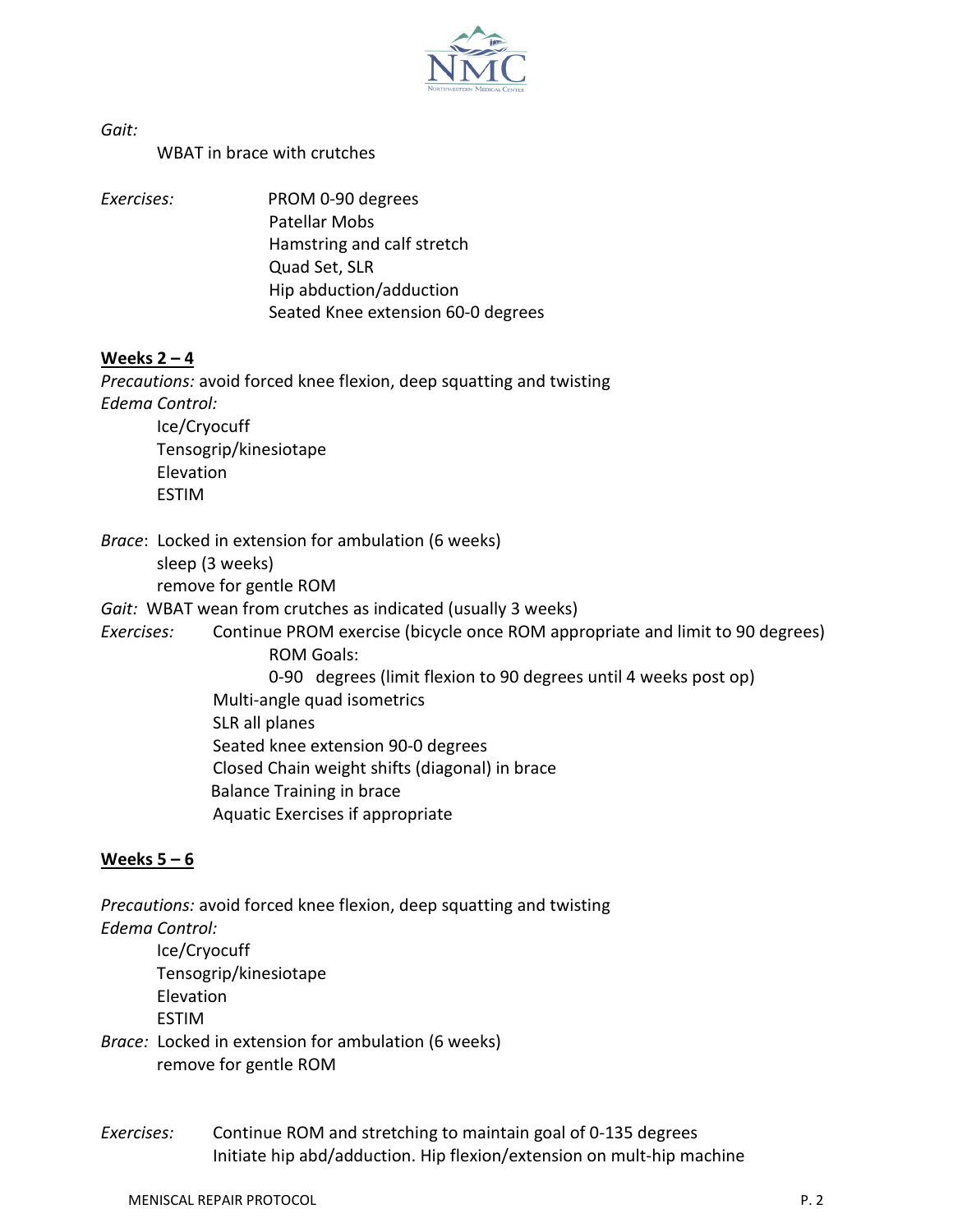*Gait:*

WBAT in brace with crutches

*Exercises:*

PROM 0-90 degrees
Patellar Mobs
Hamstring and calf stretch
Quad Set, SLR
Hip abduction/adduction
Seated Knee extension 60-0 degrees

**Weeks 2 – 4**

*Precautions:* avoid forced knee flexion, deep squatting and twisting

*Edema Control:*

Ice/Cryocuff
Tensogrip/kinesiotape
Elevation
ESTIM

*Brace*: Locked in extension for ambulation (6 weeks)
sleep (3 weeks)
remove for gentle ROM

*Gait:* WBAT wean from crutches as indicated (usually 3 weeks)

*Exercises:* Continue PROM exercise (bicycle once ROM appropriate and limit to 90 degrees)

ROM Goals:
0-90 degrees (limit flexion to 90 degrees until 4 weeks post op)

Multi-angle quad isometrics
SLR all planes
Seated knee extension 90-0 degrees
Closed Chain weight shifts (diagonal) in brace
Balance Training in brace
Aquatic Exercises if appropriate

**Weeks 5 – 6**

*Precautions:* avoid forced knee flexion, deep squatting and twisting

*Edema Control:*

Ice/Cryocuff
Tensogrip/kinesiotape
Elevation
ESTIM

*Brace:* Locked in extension for ambulation (6 weeks)
remove for gentle ROM

*Exercises:* Continue ROM and stretching to maintain goal of 0-135 degrees
Initiate hip abd/adduction. Hip flexion/extension on mult-hip machine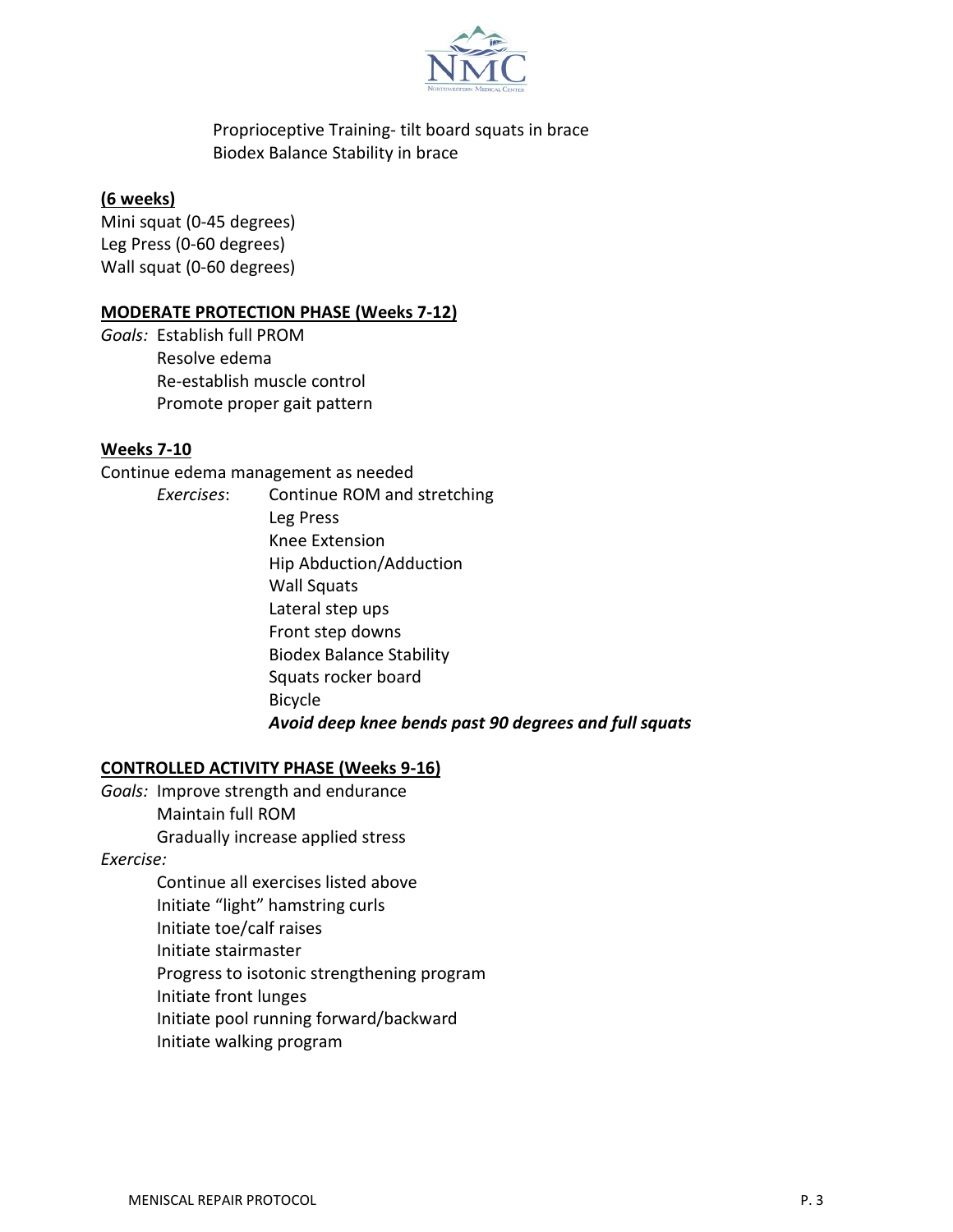Proprioceptive Training- tilt board squats in brace
Biodex Balance Stability in brace

**(6 weeks)**

Mini squat (0-45 degrees)
Leg Press (0-60 degrees)
Wall squat (0-60 degrees)

**MODERATE PROTECTION PHASE (Weeks 7-12)**

*Goals:* Establish full PROM
Resolve edema
Re-establish muscle control
Promote proper gait pattern

**Weeks 7-10**

Continue edema management as needed

*Exercises*:
- Continue ROM and stretching
- Leg Press
- Knee Extension
- Hip Abduction/Adduction
- Wall Squats
- Lateral step ups
- Front step downs
- Biodex Balance Stability
- Squats rocker board
- Bicycle

***Avoid deep knee bends past 90 degrees and full squats***

**CONTROLLED ACTIVITY PHASE (Weeks 9-16)**

*Goals:* Improve strength and endurance
Maintain full ROM
Gradually increase applied stress

*Exercise:*
- Continue all exercises listed above
- Initiate "light" hamstring curls
- Initiate toe/calf raises
- Initiate stairmaster
- Progress to isotonic strengthening program
- Initiate front lunges
- Initiate pool running forward/backward
- Initiate walking program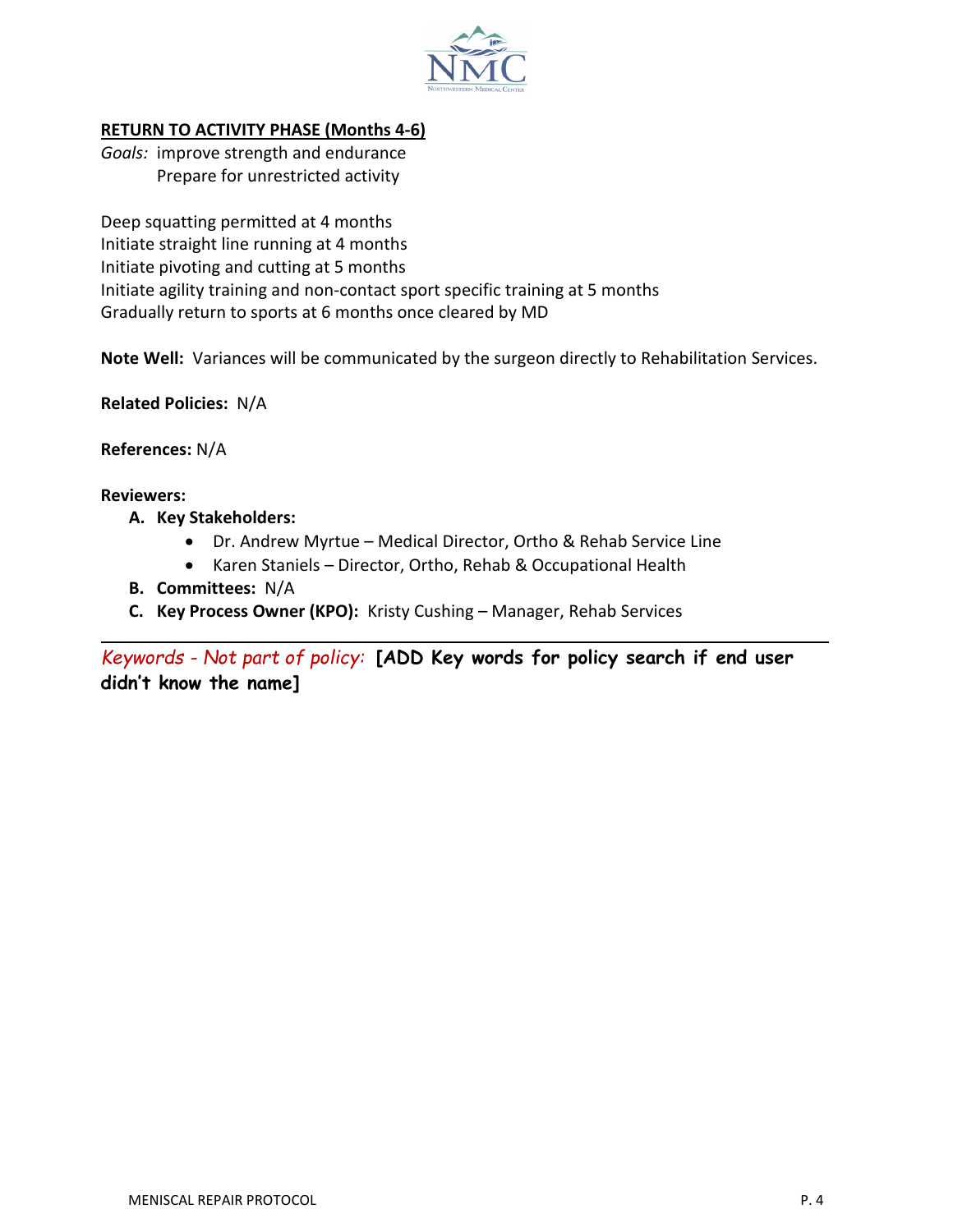## RETURN TO ACTIVITY PHASE (Months 4-6)

*Goals:* improve strength and endurance
Prepare for unrestricted activity

Deep squatting permitted at 4 months
Initiate straight line running at 4 months
Initiate pivoting and cutting at 5 months
Initiate agility training and non-contact sport specific training at 5 months
Gradually return to sports at 6 months once cleared by MD

**Note Well:** Variances will be communicated by the surgeon directly to Rehabilitation Services.

**Related Policies:** N/A

**References:** N/A

**Reviewers:**

A. **Key Stakeholders:**
   - Dr. Andrew Myrtue – Medical Director, Ortho & Rehab Service Line
   - Karen Staniels – Director, Ortho, Rehab & Occupational Health
B. **Committees:** N/A
C. **Key Process Owner (KPO):** Kristy Cushing – Manager, Rehab Services

---

*Keywords - Not part of policy:* **[ADD Key words for policy search if end user didn't know the name]**